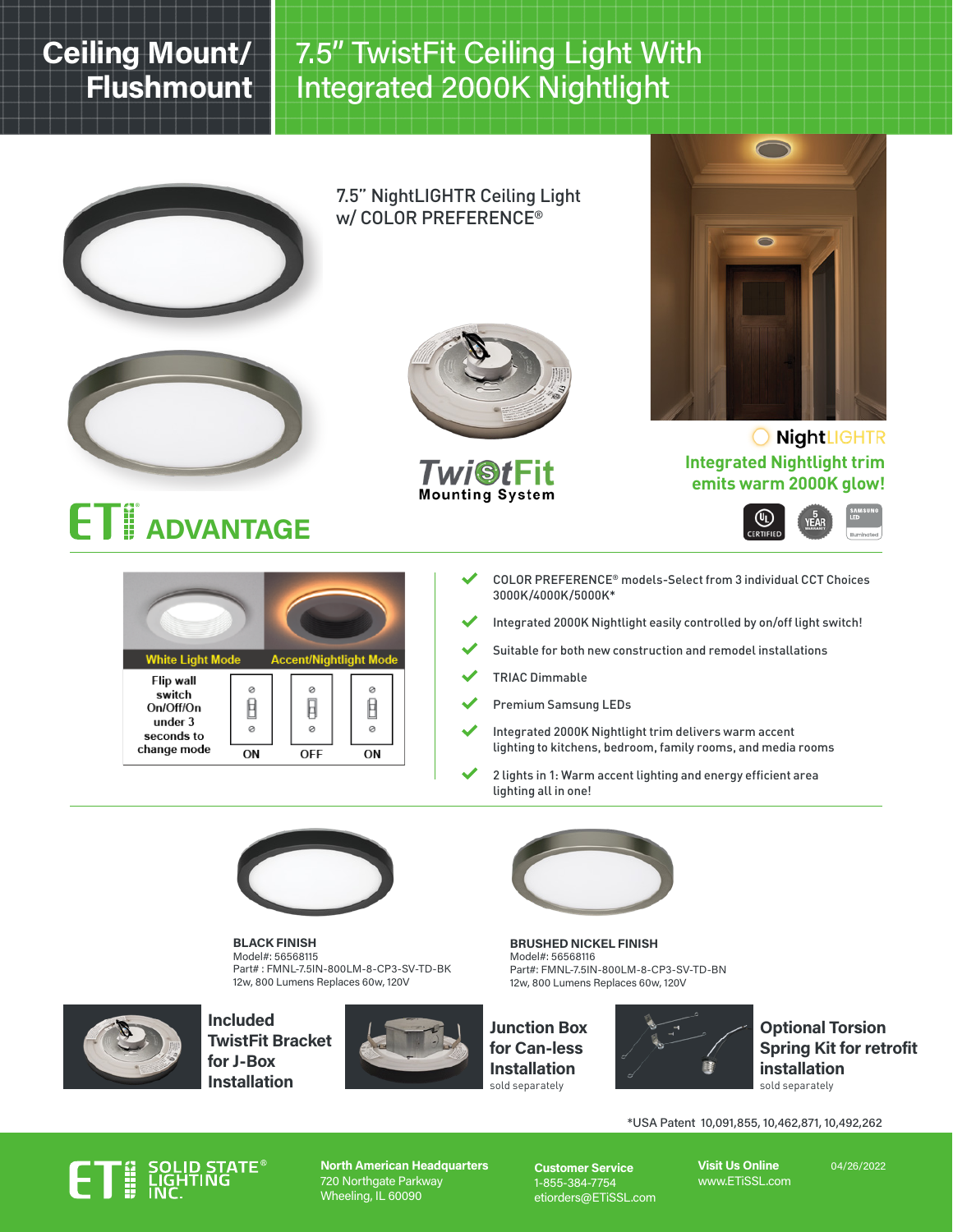# Ceiling Mount/ Flushmount

# 7.5" TwistFit Ceiling Light With Integrated 2000K Nightlight

7.5" NightLIGHTR Ceiling Light w/ COLOR PREFERENCE®

TwistFit Mounting System

NightLIGHTR

**Integrated Nightlight trim emits warm 2000K glow!**

CERTIFIED | 5 YEAR WARRANTY | SAMSUNG LED Illuminated

## ETi ADVANTAGE

| | White Light Mode | Accent/Nightlight Mode | |
|---|---|---|---|
| Flip wall switch On/Off/On under 3 seconds to change mode | ON | OFF | ON |

- COLOR PREFERENCE® models-Select from 3 individual CCT Choices 3000K/4000K/5000K*
- Integrated 2000K Nightlight easily controlled by on/off light switch!
- Suitable for both new construction and remodel installations
- TRIAC Dimmable
- Premium Samsung LEDs
- Integrated 2000K Nightlight trim delivers warm accent lighting to kitchens, bedroom, family rooms, and media rooms
- 2 lights in 1: Warm accent lighting and energy efficient area lighting all in one!

**BLACK FINISH**
Model#: 56568115
Part# : FMNL-7.5IN-800LM-8-CP3-SV-TD-BK
12w, 800 Lumens Replaces 60w, 120V

**BRUSHED NICKEL FINISH**
Model#: 56568116
Part#: FMNL-7.5IN-800LM-8-CP3-SV-TD-BN
12w, 800 Lumens Replaces 60w, 120V

**Included TwistFit Bracket for J-Box Installation**

**Junction Box for Can-less Installation**
sold separately

**Optional Torsion Spring Kit for retrofit installation**
sold separately

*USA Patent 10,091,855, 10,462,871, 10,492,262

ETi SOLID STATE® LIGHTING INC.

**North American Headquarters**
720 Northgate Parkway
Wheeling, IL 60090

**Customer Service**
1-855-384-7754
etiorders@ETiSSL.com

**Visit Us Online**
www.ETiSSL.com

04/26/2022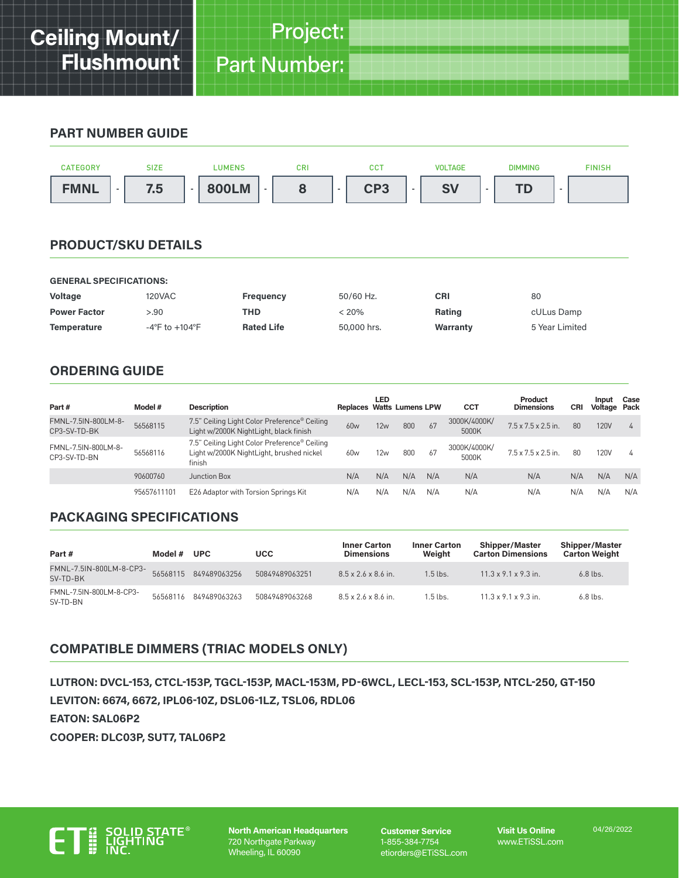# Ceiling Mount/ Flushmount

Project:

Part Number:

## PART NUMBER GUIDE

| CATEGORY | | SIZE | | LUMENS | | CRI | | CCT | | VOLTAGE | | DIMMING | | FINISH |
|---|---|---|---|---|---|---|---|---|---|---|---|---|---|---|
| FMNL | - | 7.5 | - | 800LM | - | 8 | - | CP3 | - | SV | - | TD | - | |

## PRODUCT/SKU DETAILS

**GENERAL SPECIFICATIONS:**

| | | | | | |
|---|---|---|---|---|---|
| **Voltage** | 120VAC | **Frequency** | 50/60 Hz. | **CRI** | 80 |
| **Power Factor** | >.90 | **THD** | < 20% | **Rating** | cULus Damp |
| **Temperature** | -4°F to +104°F | **Rated Life** | 50,000 hrs. | **Warranty** | 5 Year Limited |

## ORDERING GUIDE

| Part # | Model # | Description | Replaces | LED Watts | Lumens | LPW | CCT | Product Dimensions | CRI | Input Voltage | Case Pack |
|---|---|---|---|---|---|---|---|---|---|---|---|
| FMNL-7.5IN-800LM-8-CP3-SV-TD-BK | 56568115 | 7.5" Ceiling Light Color Preference® Ceiling Light w/2000K NightLight, black finish | 60w | 12w | 800 | 67 | 3000K/4000K/5000K | 7.5 x 7.5 x 2.5 in. | 80 | 120V | 4 |
| FMNL-7.5IN-800LM-8-CP3-SV-TD-BN | 56568116 | 7.5" Ceiling Light Color Preference® Ceiling Light w/2000K NightLight, brushed nickel finish | 60w | 12w | 800 | 67 | 3000K/4000K/5000K | 7.5 x 7.5 x 2.5 in. | 80 | 120V | 4 |
| | 90600760 | Junction Box | N/A | N/A | N/A | N/A | N/A | N/A | N/A | N/A | N/A |
| | 95657611101 | E26 Adaptor with Torsion Springs Kit | N/A | N/A | N/A | N/A | N/A | N/A | N/A | N/A | N/A |

## PACKAGING SPECIFICATIONS

| Part # | Model # | UPC | UCC | Inner Carton Dimensions | Inner Carton Weight | Shipper/Master Carton Dimensions | Shipper/Master Carton Weight |
|---|---|---|---|---|---|---|---|
| FMNL-7.5IN-800LM-8-CP3-SV-TD-BK | 56568115 | 849489063256 | 50849489063251 | 8.5 x 2.6 x 8.6 in. | 1.5 lbs. | 11.3 x 9.1 x 9.3 in. | 6.8 lbs. |
| FMNL-7.5IN-800LM-8-CP3-SV-TD-BN | 56568116 | 849489063263 | 50849489063268 | 8.5 x 2.6 x 8.6 in. | 1.5 lbs. | 11.3 x 9.1 x 9.3 in. | 6.8 lbs. |

## COMPATIBLE DIMMERS (TRIAC MODELS ONLY)

**LUTRON: DVCL-153, CTCL-153P, TGCL-153P, MACL-153M, PD-6WCL, LECL-153, SCL-153P, NTCL-250, GT-150**

**LEVITON: 6674, 6672, IPL06-10Z, DSL06-1LZ, TSL06, RDL06**

**EATON: SAL06P2**

**COOPER: DLC03P, SUT7, TAL06P2**

ETi SOLID STATE® LIGHTING INC.

**North American Headquarters**
720 Northgate Parkway
Wheeling, IL 60090

**Customer Service**
1-855-384-7754
etiorders@ETiSSL.com

**Visit Us Online**
www.ETiSSL.com

04/26/2022